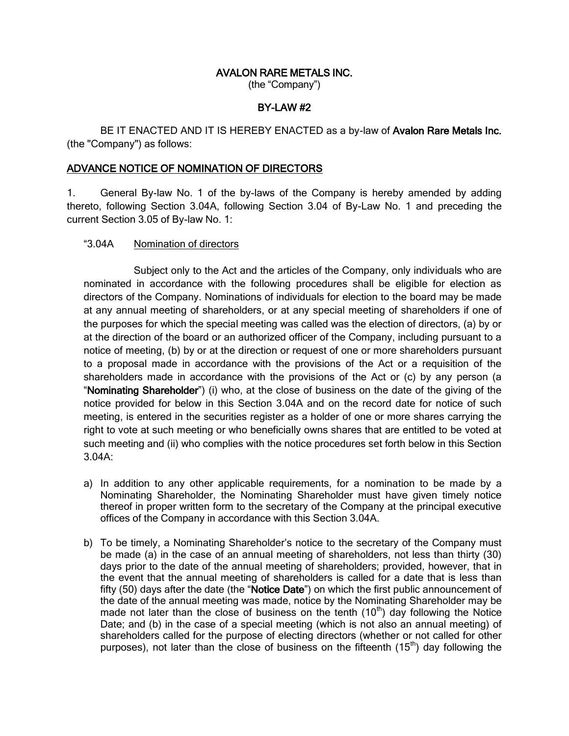**AVALON RARE METALS INC.**
(the "Company")

**BY-LAW #2**

BE IT ENACTED AND IT IS HEREBY ENACTED as a by-law of **Avalon Rare Metals Inc.** (the "Company") as follows:

**ADVANCE NOTICE OF NOMINATION OF DIRECTORS**

1. General By-law No. 1 of the by-laws of the Company is hereby amended by adding thereto, following Section 3.04A, following Section 3.04 of By-Law No. 1 and preceding the current Section 3.05 of By-law No. 1:

"3.04A Nomination of directors

Subject only to the Act and the articles of the Company, only individuals who are nominated in accordance with the following procedures shall be eligible for election as directors of the Company. Nominations of individuals for election to the board may be made at any annual meeting of shareholders, or at any special meeting of shareholders if one of the purposes for which the special meeting was called was the election of directors, (a) by or at the direction of the board or an authorized officer of the Company, including pursuant to a notice of meeting, (b) by or at the direction or request of one or more shareholders pursuant to a proposal made in accordance with the provisions of the Act or a requisition of the shareholders made in accordance with the provisions of the Act or (c) by any person (a "**Nominating Shareholder**") (i) who, at the close of business on the date of the giving of the notice provided for below in this Section 3.04A and on the record date for notice of such meeting, is entered in the securities register as a holder of one or more shares carrying the right to vote at such meeting or who beneficially owns shares that are entitled to be voted at such meeting and (ii) who complies with the notice procedures set forth below in this Section 3.04A:

a) In addition to any other applicable requirements, for a nomination to be made by a Nominating Shareholder, the Nominating Shareholder must have given timely notice thereof in proper written form to the secretary of the Company at the principal executive offices of the Company in accordance with this Section 3.04A.

b) To be timely, a Nominating Shareholder's notice to the secretary of the Company must be made (a) in the case of an annual meeting of shareholders, not less than thirty (30) days prior to the date of the annual meeting of shareholders; provided, however, that in the event that the annual meeting of shareholders is called for a date that is less than fifty (50) days after the date (the "**Notice Date**") on which the first public announcement of the date of the annual meeting was made, notice by the Nominating Shareholder may be made not later than the close of business on the tenth (10th) day following the Notice Date; and (b) in the case of a special meeting (which is not also an annual meeting) of shareholders called for the purpose of electing directors (whether or not called for other purposes), not later than the close of business on the fifteenth (15th) day following the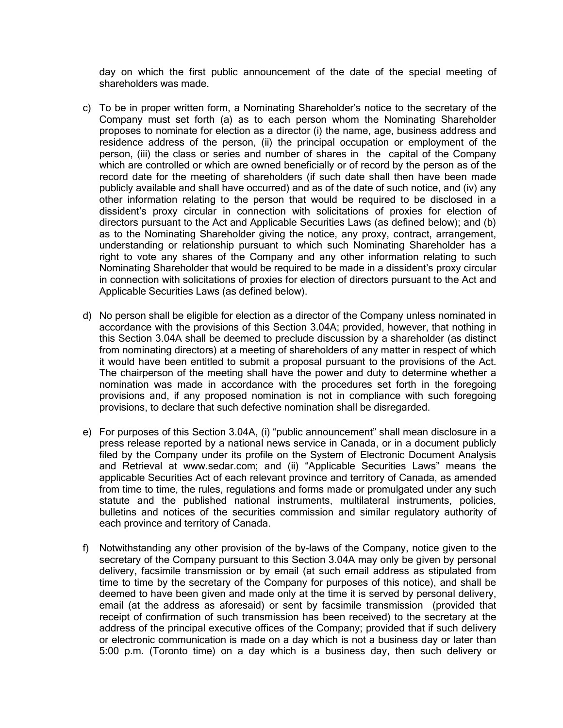day on which the first public announcement of the date of the special meeting of shareholders was made.

c) To be in proper written form, a Nominating Shareholder's notice to the secretary of the Company must set forth (a) as to each person whom the Nominating Shareholder proposes to nominate for election as a director (i) the name, age, business address and residence address of the person, (ii) the principal occupation or employment of the person, (iii) the class or series and number of shares in the capital of the Company which are controlled or which are owned beneficially or of record by the person as of the record date for the meeting of shareholders (if such date shall then have been made publicly available and shall have occurred) and as of the date of such notice, and (iv) any other information relating to the person that would be required to be disclosed in a dissident's proxy circular in connection with solicitations of proxies for election of directors pursuant to the Act and Applicable Securities Laws (as defined below); and (b) as to the Nominating Shareholder giving the notice, any proxy, contract, arrangement, understanding or relationship pursuant to which such Nominating Shareholder has a right to vote any shares of the Company and any other information relating to such Nominating Shareholder that would be required to be made in a dissident's proxy circular in connection with solicitations of proxies for election of directors pursuant to the Act and Applicable Securities Laws (as defined below).

d) No person shall be eligible for election as a director of the Company unless nominated in accordance with the provisions of this Section 3.04A; provided, however, that nothing in this Section 3.04A shall be deemed to preclude discussion by a shareholder (as distinct from nominating directors) at a meeting of shareholders of any matter in respect of which it would have been entitled to submit a proposal pursuant to the provisions of the Act. The chairperson of the meeting shall have the power and duty to determine whether a nomination was made in accordance with the procedures set forth in the foregoing provisions and, if any proposed nomination is not in compliance with such foregoing provisions, to declare that such defective nomination shall be disregarded.

e) For purposes of this Section 3.04A, (i) "public announcement" shall mean disclosure in a press release reported by a national news service in Canada, or in a document publicly filed by the Company under its profile on the System of Electronic Document Analysis and Retrieval at www.sedar.com; and (ii) "Applicable Securities Laws" means the applicable Securities Act of each relevant province and territory of Canada, as amended from time to time, the rules, regulations and forms made or promulgated under any such statute and the published national instruments, multilateral instruments, policies, bulletins and notices of the securities commission and similar regulatory authority of each province and territory of Canada.

f) Notwithstanding any other provision of the by-laws of the Company, notice given to the secretary of the Company pursuant to this Section 3.04A may only be given by personal delivery, facsimile transmission or by email (at such email address as stipulated from time to time by the secretary of the Company for purposes of this notice), and shall be deemed to have been given and made only at the time it is served by personal delivery, email (at the address as aforesaid) or sent by facsimile transmission (provided that receipt of confirmation of such transmission has been received) to the secretary at the address of the principal executive offices of the Company; provided that if such delivery or electronic communication is made on a day which is not a business day or later than 5:00 p.m. (Toronto time) on a day which is a business day, then such delivery or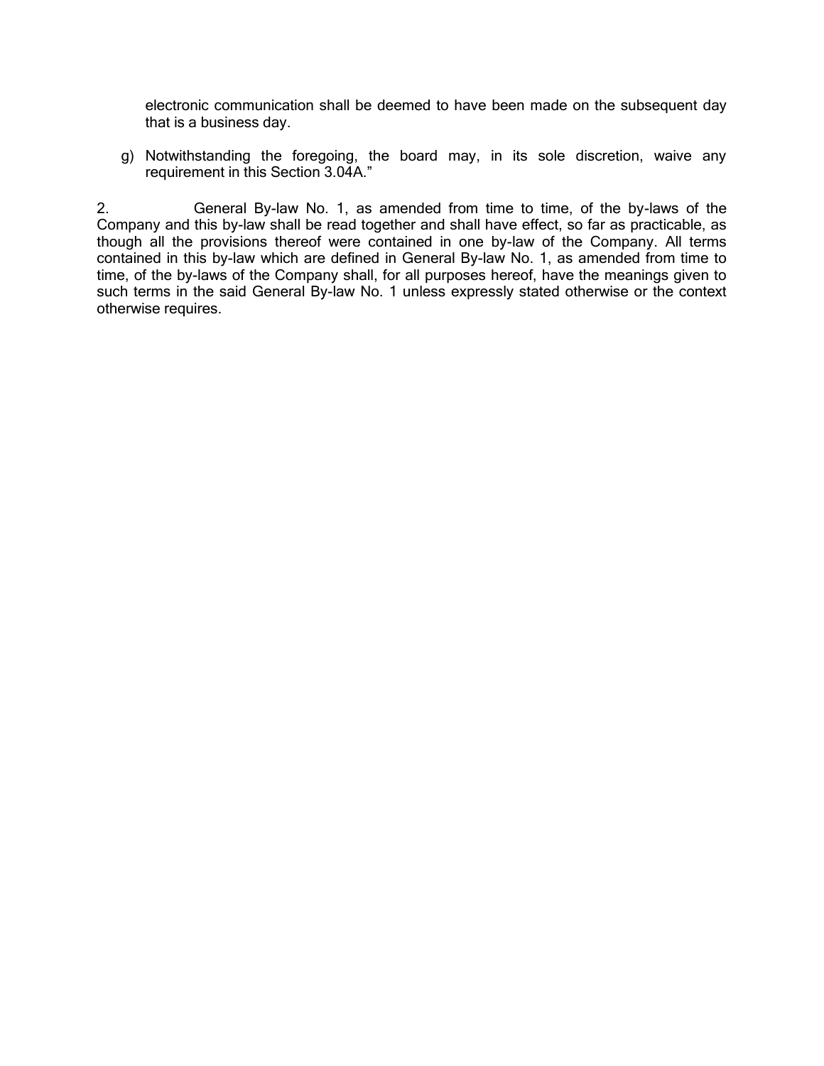electronic communication shall be deemed to have been made on the subsequent day that is a business day.

g) Notwithstanding the foregoing, the board may, in its sole discretion, waive any requirement in this Section 3.04A."

2. General By-law No. 1, as amended from time to time, of the by-laws of the Company and this by-law shall be read together and shall have effect, so far as practicable, as though all the provisions thereof were contained in one by-law of the Company. All terms contained in this by-law which are defined in General By-law No. 1, as amended from time to time, of the by-laws of the Company shall, for all purposes hereof, have the meanings given to such terms in the said General By-law No. 1 unless expressly stated otherwise or the context otherwise requires.